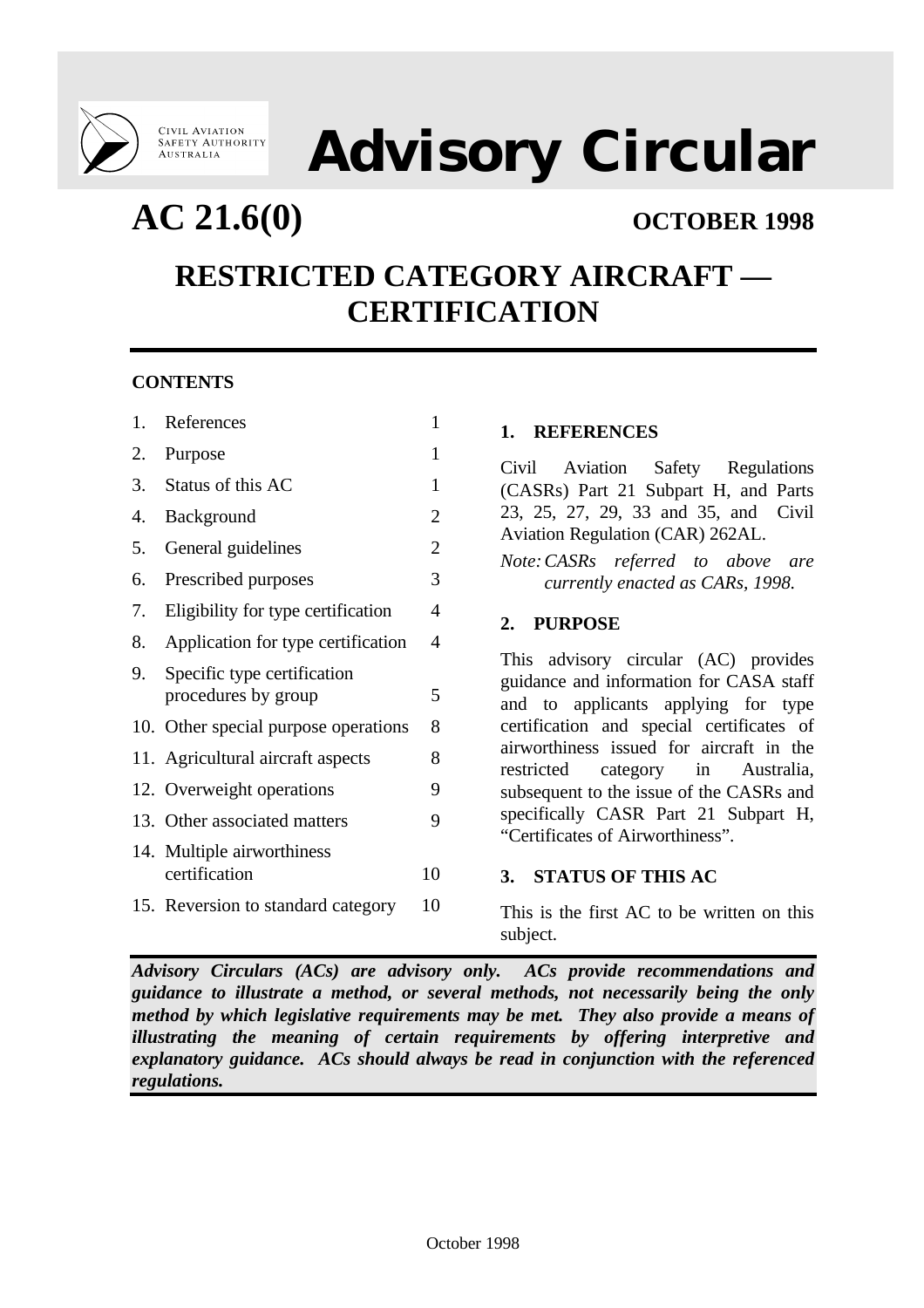CIVIL AVIATION SAFETY AUTHORITY AUSTRALIA

# Advisory Circular

## AC 21.6(0)

**OCTOBER 1998**

# RESTRICTED CATEGORY AIRCRAFT — CERTIFICATION

**CONTENTS**

| | | |
|---|---|---|
| 1. | References | 1 |
| 2. | Purpose | 1 |
| 3. | Status of this AC | 1 |
| 4. | Background | 2 |
| 5. | General guidelines | 2 |
| 6. | Prescribed purposes | 3 |
| 7. | Eligibility for type certification | 4 |
| 8. | Application for type certification | 4 |
| 9. | Specific type certification procedures by group | 5 |
| 10. | Other special purpose operations | 8 |
| 11. | Agricultural aircraft aspects | 8 |
| 12. | Overweight operations | 9 |
| 13. | Other associated matters | 9 |
| 14. | Multiple airworthiness certification | 10 |
| 15. | Reversion to standard category | 10 |

### 1. REFERENCES

Civil Aviation Safety Regulations (CASRs) Part 21 Subpart H, and Parts 23, 25, 27, 29, 33 and 35, and Civil Aviation Regulation (CAR) 262AL.

*Note: CASRs referred to above are currently enacted as CARs, 1998.*

### 2. PURPOSE

This advisory circular (AC) provides guidance and information for CASA staff and to applicants applying for type certification and special certificates of airworthiness issued for aircraft in the restricted category in Australia, subsequent to the issue of the CASRs and specifically CASR Part 21 Subpart H, "Certificates of Airworthiness".

### 3. STATUS OF THIS AC

This is the first AC to be written on this subject.

***Advisory Circulars (ACs) are advisory only. ACs provide recommendations and guidance to illustrate a method, or several methods, not necessarily being the only method by which legislative requirements may be met. They also provide a means of illustrating the meaning of certain requirements by offering interpretive and explanatory guidance. ACs should always be read in conjunction with the referenced regulations.***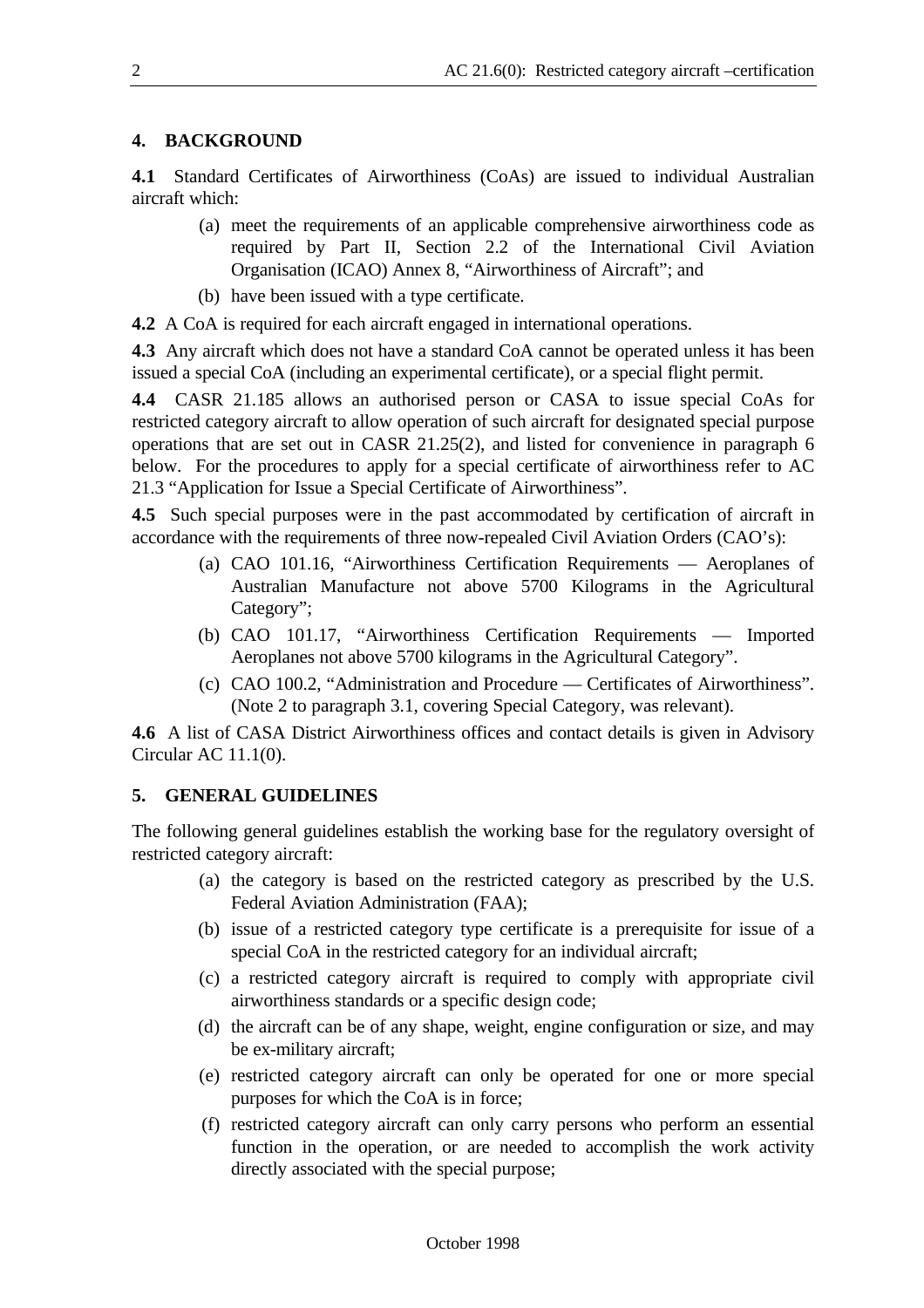## 4. BACKGROUND

**4.1** Standard Certificates of Airworthiness (CoAs) are issued to individual Australian aircraft which:

(a) meet the requirements of an applicable comprehensive airworthiness code as required by Part II, Section 2.2 of the International Civil Aviation Organisation (ICAO) Annex 8, "Airworthiness of Aircraft"; and

(b) have been issued with a type certificate.

**4.2** A CoA is required for each aircraft engaged in international operations.

**4.3** Any aircraft which does not have a standard CoA cannot be operated unless it has been issued a special CoA (including an experimental certificate), or a special flight permit.

**4.4** CASR 21.185 allows an authorised person or CASA to issue special CoAs for restricted category aircraft to allow operation of such aircraft for designated special purpose operations that are set out in CASR 21.25(2), and listed for convenience in paragraph 6 below. For the procedures to apply for a special certificate of airworthiness refer to AC 21.3 "Application for Issue a Special Certificate of Airworthiness".

**4.5** Such special purposes were in the past accommodated by certification of aircraft in accordance with the requirements of three now-repealed Civil Aviation Orders (CAO's):

(a) CAO 101.16, "Airworthiness Certification Requirements — Aeroplanes of Australian Manufacture not above 5700 Kilograms in the Agricultural Category";

(b) CAO 101.17, "Airworthiness Certification Requirements — Imported Aeroplanes not above 5700 kilograms in the Agricultural Category".

(c) CAO 100.2, "Administration and Procedure — Certificates of Airworthiness". (Note 2 to paragraph 3.1, covering Special Category, was relevant).

**4.6** A list of CASA District Airworthiness offices and contact details is given in Advisory Circular AC 11.1(0).

## 5. GENERAL GUIDELINES

The following general guidelines establish the working base for the regulatory oversight of restricted category aircraft:

(a) the category is based on the restricted category as prescribed by the U.S. Federal Aviation Administration (FAA);

(b) issue of a restricted category type certificate is a prerequisite for issue of a special CoA in the restricted category for an individual aircraft;

(c) a restricted category aircraft is required to comply with appropriate civil airworthiness standards or a specific design code;

(d) the aircraft can be of any shape, weight, engine configuration or size, and may be ex-military aircraft;

(e) restricted category aircraft can only be operated for one or more special purposes for which the CoA is in force;

(f) restricted category aircraft can only carry persons who perform an essential function in the operation, or are needed to accomplish the work activity directly associated with the special purpose;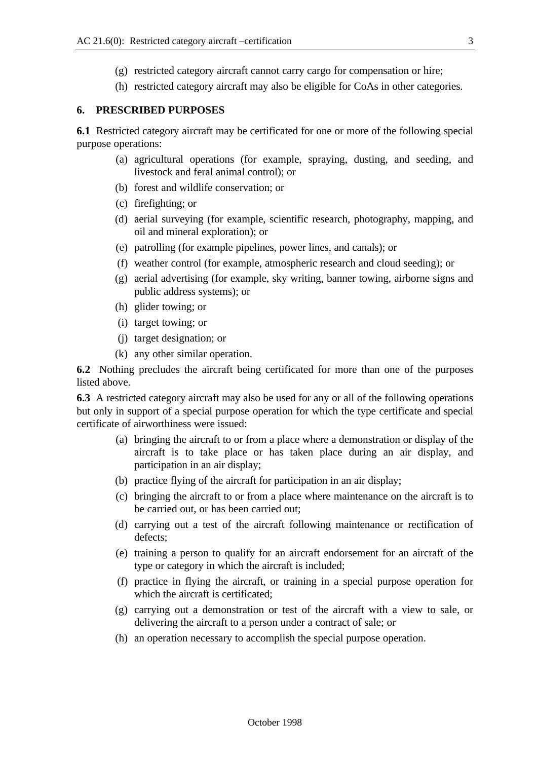(g) restricted category aircraft cannot carry cargo for compensation or hire;

(h) restricted category aircraft may also be eligible for CoAs in other categories.

## 6. PRESCRIBED PURPOSES

**6.1** Restricted category aircraft may be certificated for one or more of the following special purpose operations:

- (a) agricultural operations (for example, spraying, dusting, and seeding, and livestock and feral animal control); or
- (b) forest and wildlife conservation; or
- (c) firefighting; or
- (d) aerial surveying (for example, scientific research, photography, mapping, and oil and mineral exploration); or
- (e) patrolling (for example pipelines, power lines, and canals); or
- (f) weather control (for example, atmospheric research and cloud seeding); or
- (g) aerial advertising (for example, sky writing, banner towing, airborne signs and public address systems); or
- (h) glider towing; or
- (i) target towing; or
- (j) target designation; or
- (k) any other similar operation.

**6.2** Nothing precludes the aircraft being certificated for more than one of the purposes listed above.

**6.3** A restricted category aircraft may also be used for any or all of the following operations but only in support of a special purpose operation for which the type certificate and special certificate of airworthiness were issued:

- (a) bringing the aircraft to or from a place where a demonstration or display of the aircraft is to take place or has taken place during an air display, and participation in an air display;
- (b) practice flying of the aircraft for participation in an air display;
- (c) bringing the aircraft to or from a place where maintenance on the aircraft is to be carried out, or has been carried out;
- (d) carrying out a test of the aircraft following maintenance or rectification of defects;
- (e) training a person to qualify for an aircraft endorsement for an aircraft of the type or category in which the aircraft is included;
- (f) practice in flying the aircraft, or training in a special purpose operation for which the aircraft is certificated;
- (g) carrying out a demonstration or test of the aircraft with a view to sale, or delivering the aircraft to a person under a contract of sale; or
- (h) an operation necessary to accomplish the special purpose operation.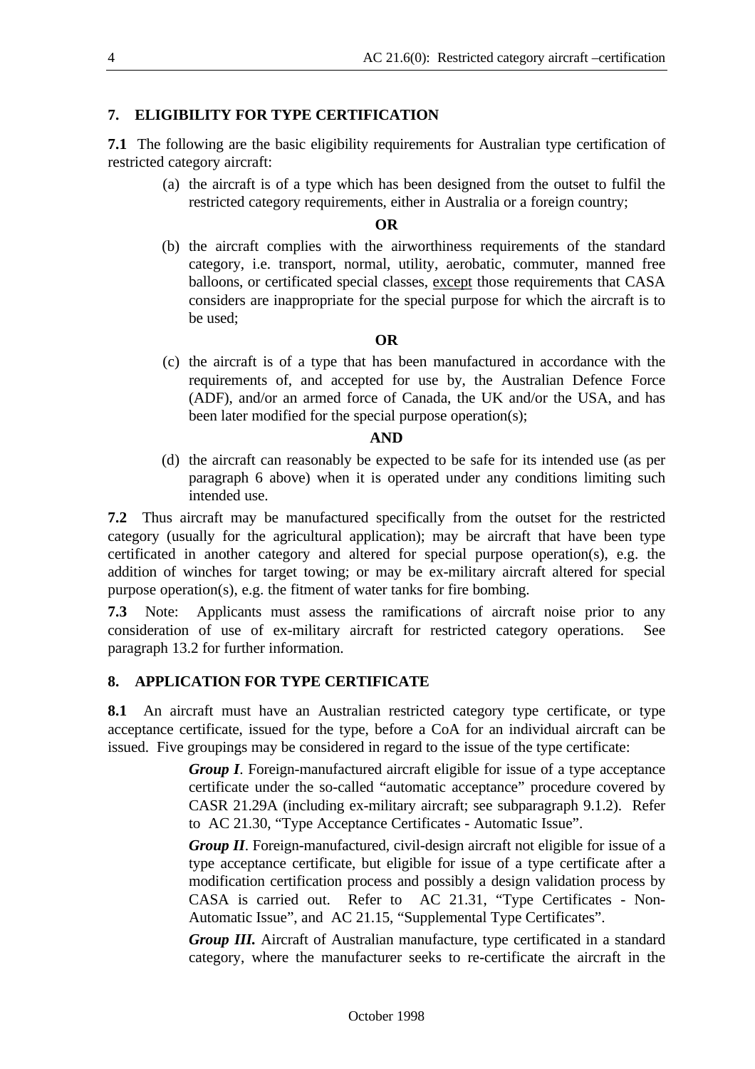## 7. ELIGIBILITY FOR TYPE CERTIFICATION

**7.1** The following are the basic eligibility requirements for Australian type certification of restricted category aircraft:

(a) the aircraft is of a type which has been designed from the outset to fulfil the restricted category requirements, either in Australia or a foreign country;

**OR**

(b) the aircraft complies with the airworthiness requirements of the standard category, i.e. transport, normal, utility, aerobatic, commuter, manned free balloons, or certificated special classes, <u>except</u> those requirements that CASA considers are inappropriate for the special purpose for which the aircraft is to be used;

**OR**

(c) the aircraft is of a type that has been manufactured in accordance with the requirements of, and accepted for use by, the Australian Defence Force (ADF), and/or an armed force of Canada, the UK and/or the USA, and has been later modified for the special purpose operation(s);

**AND**

(d) the aircraft can reasonably be expected to be safe for its intended use (as per paragraph 6 above) when it is operated under any conditions limiting such intended use.

**7.2** Thus aircraft may be manufactured specifically from the outset for the restricted category (usually for the agricultural application); may be aircraft that have been type certificated in another category and altered for special purpose operation(s), e.g. the addition of winches for target towing; or may be ex-military aircraft altered for special purpose operation(s), e.g. the fitment of water tanks for fire bombing.

**7.3** Note: Applicants must assess the ramifications of aircraft noise prior to any consideration of use of ex-military aircraft for restricted category operations. See paragraph 13.2 for further information.

## 8. APPLICATION FOR TYPE CERTIFICATE

**8.1** An aircraft must have an Australian restricted category type certificate, or type acceptance certificate, issued for the type, before a CoA for an individual aircraft can be issued. Five groupings may be considered in regard to the issue of the type certificate:

***Group I***. Foreign-manufactured aircraft eligible for issue of a type acceptance certificate under the so-called "automatic acceptance" procedure covered by CASR 21.29A (including ex-military aircraft; see subparagraph 9.1.2). Refer to AC 21.30, "Type Acceptance Certificates - Automatic Issue".

***Group II***. Foreign-manufactured, civil-design aircraft not eligible for issue of a type acceptance certificate, but eligible for issue of a type certificate after a modification certification process and possibly a design validation process by CASA is carried out. Refer to AC 21.31, "Type Certificates - Non-Automatic Issue", and AC 21.15, "Supplemental Type Certificates".

***Group III.*** Aircraft of Australian manufacture, type certificated in a standard category, where the manufacturer seeks to re-certificate the aircraft in the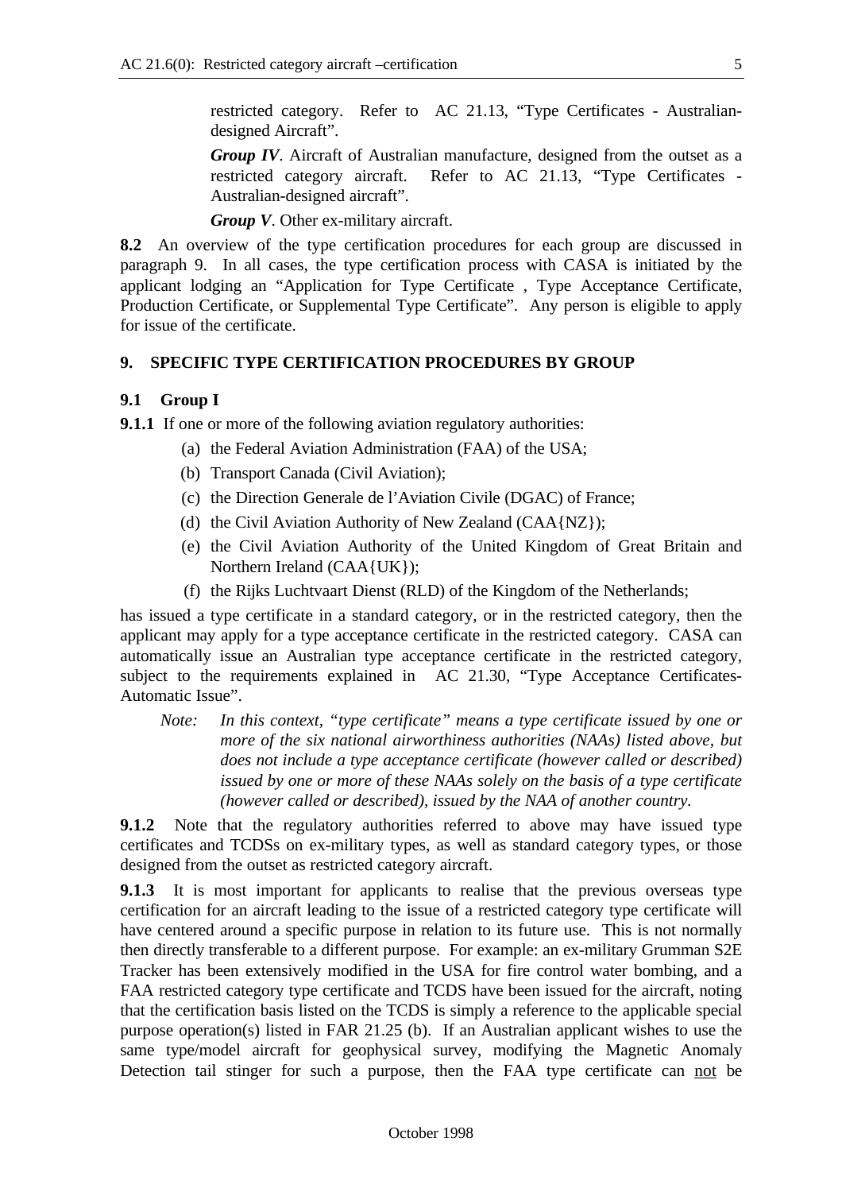restricted category. Refer to AC 21.13, “Type Certificates - Australian-designed Aircraft”.

***Group IV***. Aircraft of Australian manufacture, designed from the outset as a restricted category aircraft. Refer to AC 21.13, “Type Certificates - Australian-designed aircraft”.

***Group V***. Other ex-military aircraft.

**8.2** An overview of the type certification procedures for each group are discussed in paragraph 9. In all cases, the type certification process with CASA is initiated by the applicant lodging an “Application for Type Certificate , Type Acceptance Certificate, Production Certificate, or Supplemental Type Certificate”. Any person is eligible to apply for issue of the certificate.

## 9. SPECIFIC TYPE CERTIFICATION PROCEDURES BY GROUP

### 9.1 Group I

**9.1.1** If one or more of the following aviation regulatory authorities:

(a) the Federal Aviation Administration (FAA) of the USA;

(b) Transport Canada (Civil Aviation);

(c) the Direction Generale de l’Aviation Civile (DGAC) of France;

(d) the Civil Aviation Authority of New Zealand (CAA{NZ});

(e) the Civil Aviation Authority of the United Kingdom of Great Britain and Northern Ireland (CAA{UK});

(f) the Rijks Luchtvaart Dienst (RLD) of the Kingdom of the Netherlands;

has issued a type certificate in a standard category, or in the restricted category, then the applicant may apply for a type acceptance certificate in the restricted category. CASA can automatically issue an Australian type acceptance certificate in the restricted category, subject to the requirements explained in AC 21.30, “Type Acceptance Certificates-Automatic Issue”.

*Note: In this context, “type certificate” means a type certificate issued by one or more of the six national airworthiness authorities (NAAs) listed above, but does not include a type acceptance certificate (however called or described) issued by one or more of these NAAs solely on the basis of a type certificate (however called or described), issued by the NAA of another country.*

**9.1.2** Note that the regulatory authorities referred to above may have issued type certificates and TCDSs on ex-military types, as well as standard category types, or those designed from the outset as restricted category aircraft.

**9.1.3** It is most important for applicants to realise that the previous overseas type certification for an aircraft leading to the issue of a restricted category type certificate will have centered around a specific purpose in relation to its future use. This is not normally then directly transferable to a different purpose. For example: an ex-military Grumman S2E Tracker has been extensively modified in the USA for fire control water bombing, and a FAA restricted category type certificate and TCDS have been issued for the aircraft, noting that the certification basis listed on the TCDS is simply a reference to the applicable special purpose operation(s) listed in FAR 21.25 (b). If an Australian applicant wishes to use the same type/model aircraft for geophysical survey, modifying the Magnetic Anomaly Detection tail stinger for such a purpose, then the FAA type certificate can <u>not</u> be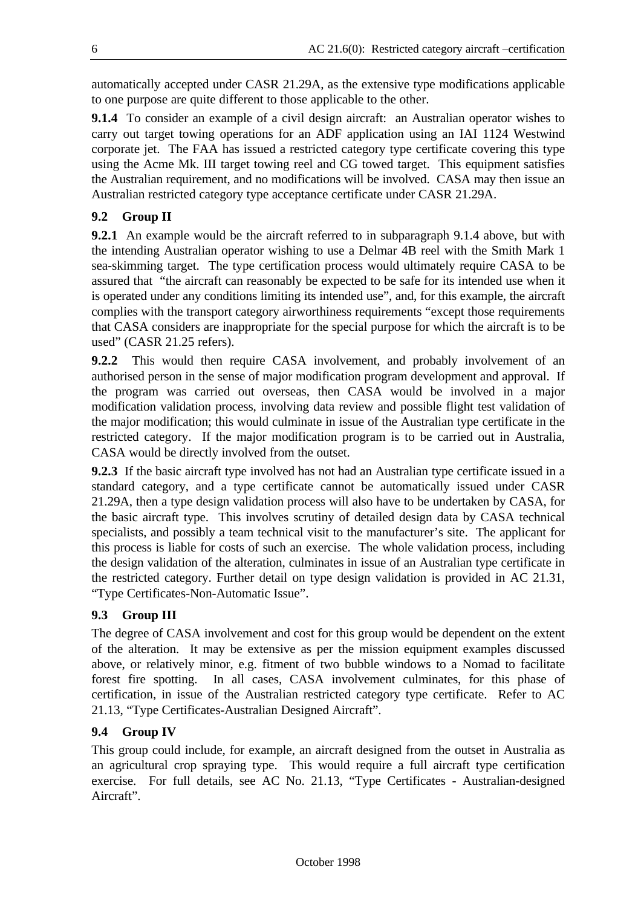automatically accepted under CASR 21.29A, as the extensive type modifications applicable to one purpose are quite different to those applicable to the other.

**9.1.4** To consider an example of a civil design aircraft: an Australian operator wishes to carry out target towing operations for an ADF application using an IAI 1124 Westwind corporate jet. The FAA has issued a restricted category type certificate covering this type using the Acme Mk. III target towing reel and CG towed target. This equipment satisfies the Australian requirement, and no modifications will be involved. CASA may then issue an Australian restricted category type acceptance certificate under CASR 21.29A.

### 9.2 Group II

**9.2.1** An example would be the aircraft referred to in subparagraph 9.1.4 above, but with the intending Australian operator wishing to use a Delmar 4B reel with the Smith Mark 1 sea-skimming target. The type certification process would ultimately require CASA to be assured that "the aircraft can reasonably be expected to be safe for its intended use when it is operated under any conditions limiting its intended use", and, for this example, the aircraft complies with the transport category airworthiness requirements "except those requirements that CASA considers are inappropriate for the special purpose for which the aircraft is to be used" (CASR 21.25 refers).

**9.2.2** This would then require CASA involvement, and probably involvement of an authorised person in the sense of major modification program development and approval. If the program was carried out overseas, then CASA would be involved in a major modification validation process, involving data review and possible flight test validation of the major modification; this would culminate in issue of the Australian type certificate in the restricted category. If the major modification program is to be carried out in Australia, CASA would be directly involved from the outset.

**9.2.3** If the basic aircraft type involved has not had an Australian type certificate issued in a standard category, and a type certificate cannot be automatically issued under CASR 21.29A, then a type design validation process will also have to be undertaken by CASA, for the basic aircraft type. This involves scrutiny of detailed design data by CASA technical specialists, and possibly a team technical visit to the manufacturer's site. The applicant for this process is liable for costs of such an exercise. The whole validation process, including the design validation of the alteration, culminates in issue of an Australian type certificate in the restricted category. Further detail on type design validation is provided in AC 21.31, "Type Certificates-Non-Automatic Issue".

### 9.3 Group III

The degree of CASA involvement and cost for this group would be dependent on the extent of the alteration. It may be extensive as per the mission equipment examples discussed above, or relatively minor, e.g. fitment of two bubble windows to a Nomad to facilitate forest fire spotting. In all cases, CASA involvement culminates, for this phase of certification, in issue of the Australian restricted category type certificate. Refer to AC 21.13, "Type Certificates-Australian Designed Aircraft".

### 9.4 Group IV

This group could include, for example, an aircraft designed from the outset in Australia as an agricultural crop spraying type. This would require a full aircraft type certification exercise. For full details, see AC No. 21.13, "Type Certificates - Australian-designed Aircraft".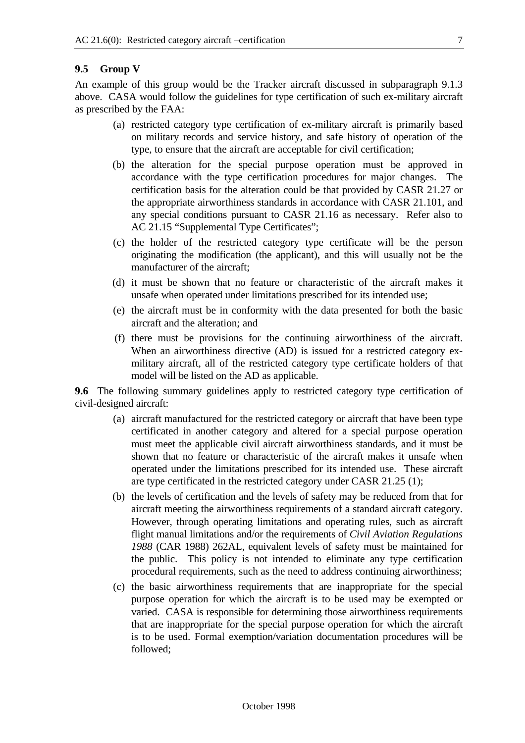### 9.5 Group V

An example of this group would be the Tracker aircraft discussed in subparagraph 9.1.3 above. CASA would follow the guidelines for type certification of such ex-military aircraft as prescribed by the FAA:

(a) restricted category type certification of ex-military aircraft is primarily based on military records and service history, and safe history of operation of the type, to ensure that the aircraft are acceptable for civil certification;

(b) the alteration for the special purpose operation must be approved in accordance with the type certification procedures for major changes. The certification basis for the alteration could be that provided by CASR 21.27 or the appropriate airworthiness standards in accordance with CASR 21.101, and any special conditions pursuant to CASR 21.16 as necessary. Refer also to AC 21.15 "Supplemental Type Certificates";

(c) the holder of the restricted category type certificate will be the person originating the modification (the applicant), and this will usually not be the manufacturer of the aircraft;

(d) it must be shown that no feature or characteristic of the aircraft makes it unsafe when operated under limitations prescribed for its intended use;

(e) the aircraft must be in conformity with the data presented for both the basic aircraft and the alteration; and

(f) there must be provisions for the continuing airworthiness of the aircraft. When an airworthiness directive (AD) is issued for a restricted category ex-military aircraft, all of the restricted category type certificate holders of that model will be listed on the AD as applicable.

**9.6** The following summary guidelines apply to restricted category type certification of civil-designed aircraft:

(a) aircraft manufactured for the restricted category or aircraft that have been type certificated in another category and altered for a special purpose operation must meet the applicable civil aircraft airworthiness standards, and it must be shown that no feature or characteristic of the aircraft makes it unsafe when operated under the limitations prescribed for its intended use. These aircraft are type certificated in the restricted category under CASR 21.25 (1);

(b) the levels of certification and the levels of safety may be reduced from that for aircraft meeting the airworthiness requirements of a standard aircraft category. However, through operating limitations and operating rules, such as aircraft flight manual limitations and/or the requirements of *Civil Aviation Regulations 1988* (CAR 1988) 262AL, equivalent levels of safety must be maintained for the public. This policy is not intended to eliminate any type certification procedural requirements, such as the need to address continuing airworthiness;

(c) the basic airworthiness requirements that are inappropriate for the special purpose operation for which the aircraft is to be used may be exempted or varied. CASA is responsible for determining those airworthiness requirements that are inappropriate for the special purpose operation for which the aircraft is to be used. Formal exemption/variation documentation procedures will be followed;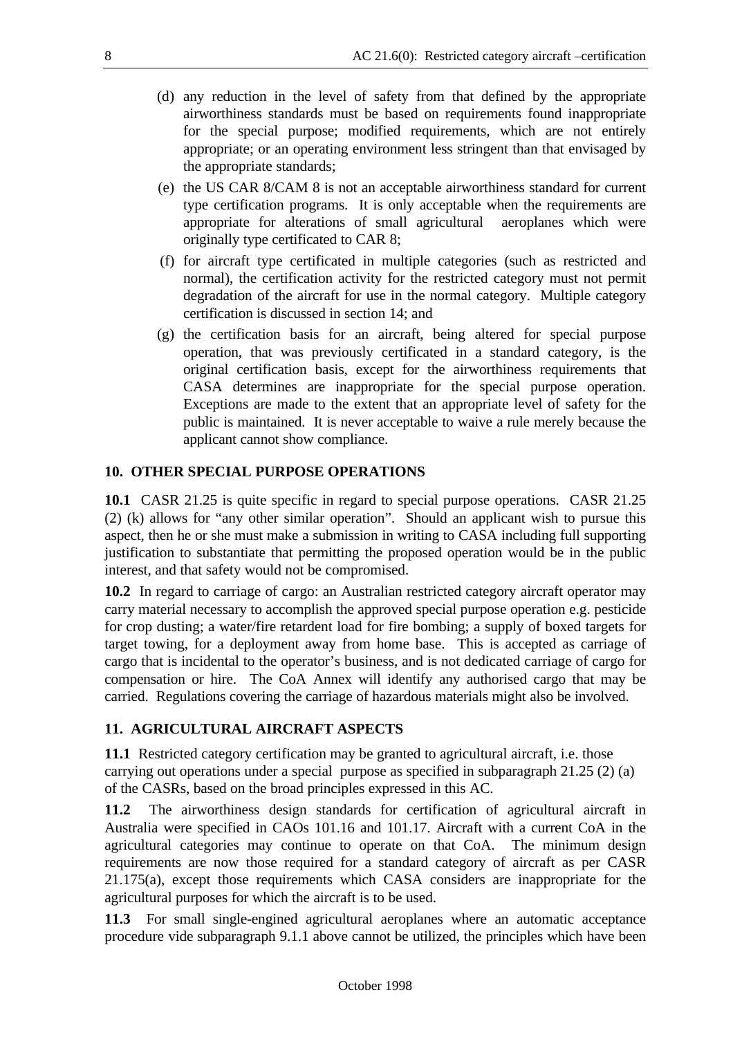(d) any reduction in the level of safety from that defined by the appropriate airworthiness standards must be based on requirements found inappropriate for the special purpose; modified requirements, which are not entirely appropriate; or an operating environment less stringent than that envisaged by the appropriate standards;

(e) the US CAR 8/CAM 8 is not an acceptable airworthiness standard for current type certification programs. It is only acceptable when the requirements are appropriate for alterations of small agricultural aeroplanes which were originally type certificated to CAR 8;

(f) for aircraft type certificated in multiple categories (such as restricted and normal), the certification activity for the restricted category must not permit degradation of the aircraft for use in the normal category. Multiple category certification is discussed in section 14; and

(g) the certification basis for an aircraft, being altered for special purpose operation, that was previously certificated in a standard category, is the original certification basis, except for the airworthiness requirements that CASA determines are inappropriate for the special purpose operation. Exceptions are made to the extent that an appropriate level of safety for the public is maintained. It is never acceptable to waive a rule merely because the applicant cannot show compliance.

## 10. OTHER SPECIAL PURPOSE OPERATIONS

**10.1** CASR 21.25 is quite specific in regard to special purpose operations. CASR 21.25 (2) (k) allows for "any other similar operation". Should an applicant wish to pursue this aspect, then he or she must make a submission in writing to CASA including full supporting justification to substantiate that permitting the proposed operation would be in the public interest, and that safety would not be compromised.

**10.2** In regard to carriage of cargo: an Australian restricted category aircraft operator may carry material necessary to accomplish the approved special purpose operation e.g. pesticide for crop dusting; a water/fire retardent load for fire bombing; a supply of boxed targets for target towing, for a deployment away from home base. This is accepted as carriage of cargo that is incidental to the operator's business, and is not dedicated carriage of cargo for compensation or hire. The CoA Annex will identify any authorised cargo that may be carried. Regulations covering the carriage of hazardous materials might also be involved.

## 11. AGRICULTURAL AIRCRAFT ASPECTS

**11.1** Restricted category certification may be granted to agricultural aircraft, i.e. those carrying out operations under a special purpose as specified in subparagraph 21.25 (2) (a) of the CASRs, based on the broad principles expressed in this AC.

**11.2** The airworthiness design standards for certification of agricultural aircraft in Australia were specified in CAOs 101.16 and 101.17. Aircraft with a current CoA in the agricultural categories may continue to operate on that CoA. The minimum design requirements are now those required for a standard category of aircraft as per CASR 21.175(a), except those requirements which CASA considers are inappropriate for the agricultural purposes for which the aircraft is to be used.

**11.3** For small single-engined agricultural aeroplanes where an automatic acceptance procedure vide subparagraph 9.1.1 above cannot be utilized, the principles which have been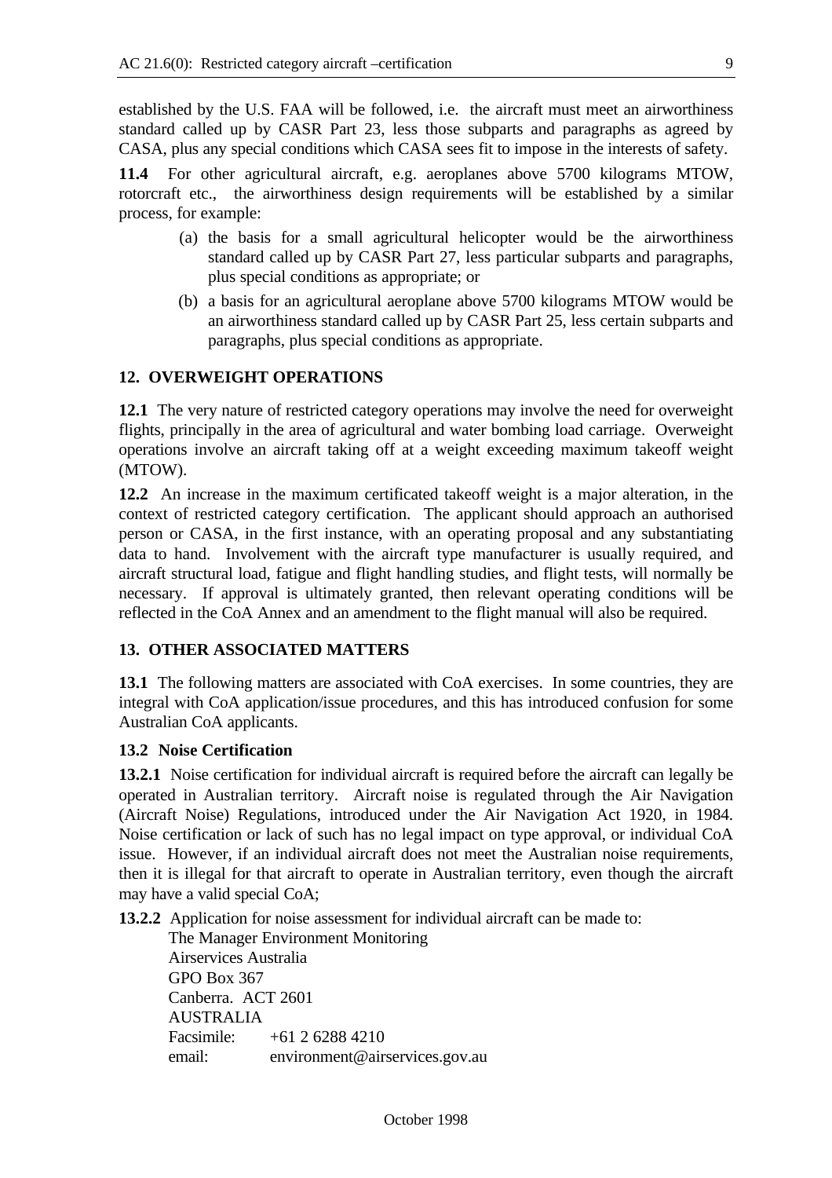established by the U.S. FAA will be followed, i.e. the aircraft must meet an airworthiness standard called up by CASR Part 23, less those subparts and paragraphs as agreed by CASA, plus any special conditions which CASA sees fit to impose in the interests of safety.

**11.4** For other agricultural aircraft, e.g. aeroplanes above 5700 kilograms MTOW, rotorcraft etc., the airworthiness design requirements will be established by a similar process, for example:

(a) the basis for a small agricultural helicopter would be the airworthiness standard called up by CASR Part 27, less particular subparts and paragraphs, plus special conditions as appropriate; or

(b) a basis for an agricultural aeroplane above 5700 kilograms MTOW would be an airworthiness standard called up by CASR Part 25, less certain subparts and paragraphs, plus special conditions as appropriate.

## 12. OVERWEIGHT OPERATIONS

**12.1** The very nature of restricted category operations may involve the need for overweight flights, principally in the area of agricultural and water bombing load carriage. Overweight operations involve an aircraft taking off at a weight exceeding maximum takeoff weight (MTOW).

**12.2** An increase in the maximum certificated takeoff weight is a major alteration, in the context of restricted category certification. The applicant should approach an authorised person or CASA, in the first instance, with an operating proposal and any substantiating data to hand. Involvement with the aircraft type manufacturer is usually required, and aircraft structural load, fatigue and flight handling studies, and flight tests, will normally be necessary. If approval is ultimately granted, then relevant operating conditions will be reflected in the CoA Annex and an amendment to the flight manual will also be required.

## 13. OTHER ASSOCIATED MATTERS

**13.1** The following matters are associated with CoA exercises. In some countries, they are integral with CoA application/issue procedures, and this has introduced confusion for some Australian CoA applicants.

### 13.2 Noise Certification

**13.2.1** Noise certification for individual aircraft is required before the aircraft can legally be operated in Australian territory. Aircraft noise is regulated through the Air Navigation (Aircraft Noise) Regulations, introduced under the Air Navigation Act 1920, in 1984. Noise certification or lack of such has no legal impact on type approval, or individual CoA issue. However, if an individual aircraft does not meet the Australian noise requirements, then it is illegal for that aircraft to operate in Australian territory, even though the aircraft may have a valid special CoA;

**13.2.2** Application for noise assessment for individual aircraft can be made to:

The Manager Environment Monitoring
Airservices Australia
GPO Box 367
Canberra. ACT 2601
AUSTRALIA
Facsimile: +61 2 6288 4210
email: environment@airservices.gov.au

October 1998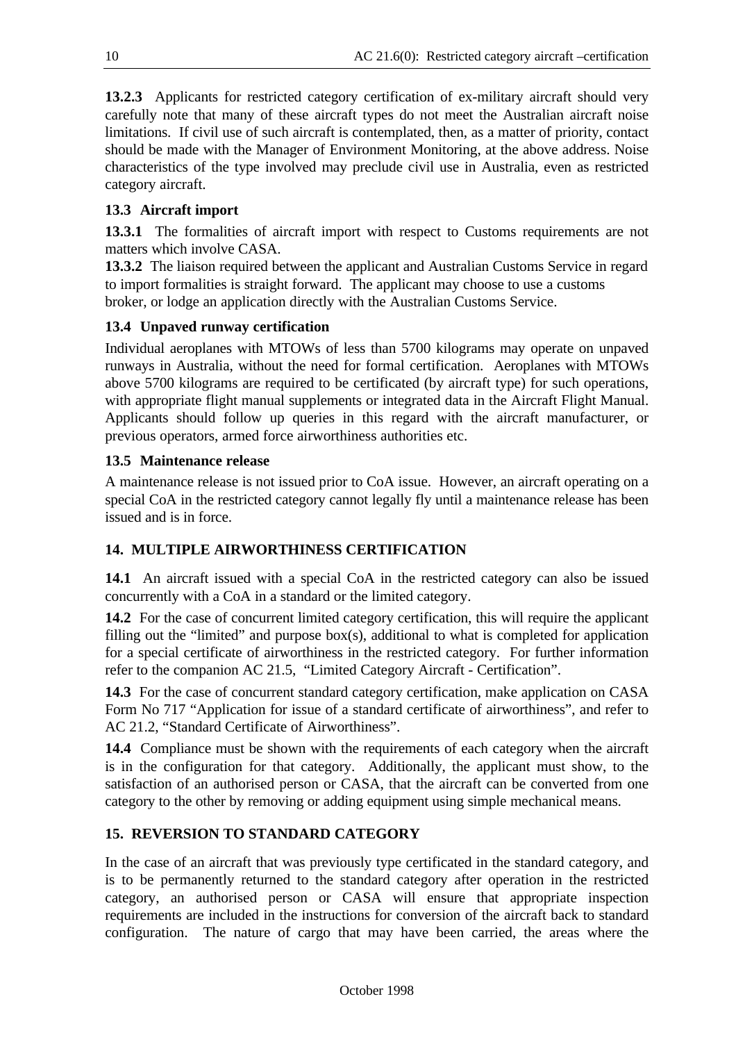**13.2.3** Applicants for restricted category certification of ex-military aircraft should very carefully note that many of these aircraft types do not meet the Australian aircraft noise limitations. If civil use of such aircraft is contemplated, then, as a matter of priority, contact should be made with the Manager of Environment Monitoring, at the above address. Noise characteristics of the type involved may preclude civil use in Australia, even as restricted category aircraft.

### 13.3 Aircraft import

**13.3.1** The formalities of aircraft import with respect to Customs requirements are not matters which involve CASA.

**13.3.2** The liaison required between the applicant and Australian Customs Service in regard to import formalities is straight forward. The applicant may choose to use a customs broker, or lodge an application directly with the Australian Customs Service.

### 13.4 Unpaved runway certification

Individual aeroplanes with MTOWs of less than 5700 kilograms may operate on unpaved runways in Australia, without the need for formal certification. Aeroplanes with MTOWs above 5700 kilograms are required to be certificated (by aircraft type) for such operations, with appropriate flight manual supplements or integrated data in the Aircraft Flight Manual. Applicants should follow up queries in this regard with the aircraft manufacturer, or previous operators, armed force airworthiness authorities etc.

### 13.5 Maintenance release

A maintenance release is not issued prior to CoA issue. However, an aircraft operating on a special CoA in the restricted category cannot legally fly until a maintenance release has been issued and is in force.

## 14. MULTIPLE AIRWORTHINESS CERTIFICATION

**14.1** An aircraft issued with a special CoA in the restricted category can also be issued concurrently with a CoA in a standard or the limited category.

**14.2** For the case of concurrent limited category certification, this will require the applicant filling out the "limited" and purpose box(s), additional to what is completed for application for a special certificate of airworthiness in the restricted category. For further information refer to the companion AC 21.5, "Limited Category Aircraft - Certification".

**14.3** For the case of concurrent standard category certification, make application on CASA Form No 717 "Application for issue of a standard certificate of airworthiness", and refer to AC 21.2, "Standard Certificate of Airworthiness".

**14.4** Compliance must be shown with the requirements of each category when the aircraft is in the configuration for that category. Additionally, the applicant must show, to the satisfaction of an authorised person or CASA, that the aircraft can be converted from one category to the other by removing or adding equipment using simple mechanical means.

## 15. REVERSION TO STANDARD CATEGORY

In the case of an aircraft that was previously type certificated in the standard category, and is to be permanently returned to the standard category after operation in the restricted category, an authorised person or CASA will ensure that appropriate inspection requirements are included in the instructions for conversion of the aircraft back to standard configuration. The nature of cargo that may have been carried, the areas where the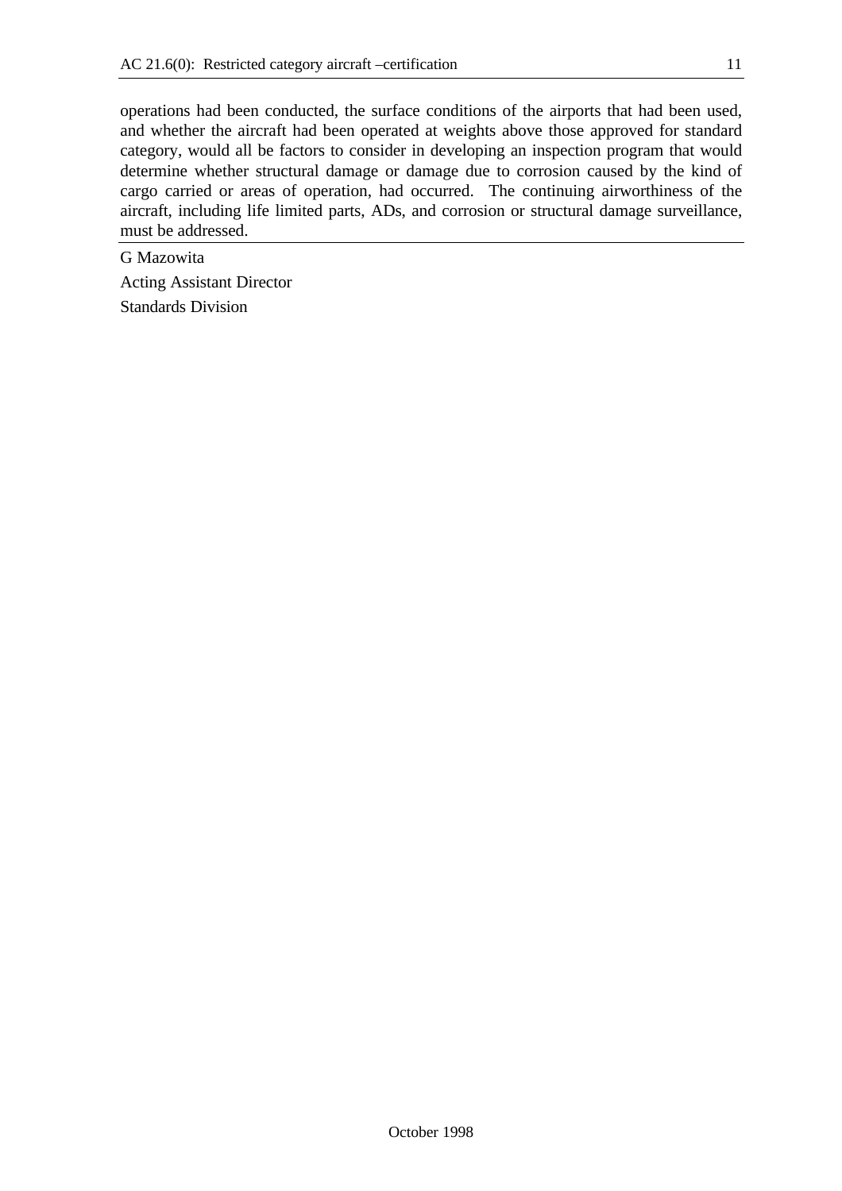operations had been conducted, the surface conditions of the airports that had been used, and whether the aircraft had been operated at weights above those approved for standard category, would all be factors to consider in developing an inspection program that would determine whether structural damage or damage due to corrosion caused by the kind of cargo carried or areas of operation, had occurred. The continuing airworthiness of the aircraft, including life limited parts, ADs, and corrosion or structural damage surveillance, must be addressed.

---

G Mazowita

Acting Assistant Director

Standards Division